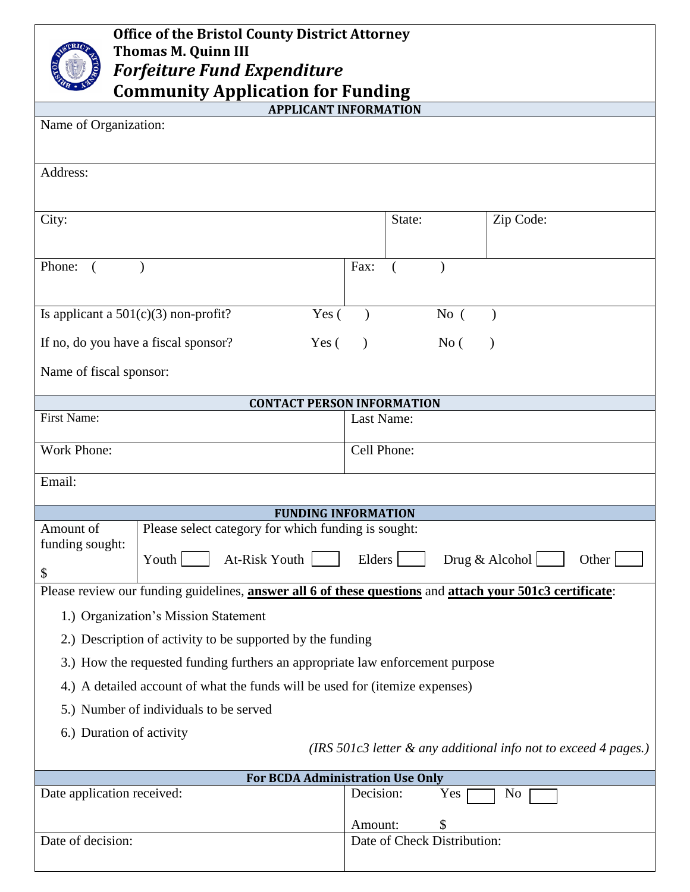# Office of the Bristol County District Attorney

## Thomas M. Quinn III

## *Forfeiture Fund Expenditure*

## Community Application for Funding

### APPLICANT INFORMATION

Name of Organization:

Address:

| City: | State: | Zip Code: |
|---|---|---|

| Phone: ( ) | Fax: ( ) |
|---|---|

Is applicant a 501(c)(3) non-profit? Yes ( ) No ( )

If no, do you have a fiscal sponsor? Yes ( ) No ( )

Name of fiscal sponsor:

### CONTACT PERSON INFORMATION

| First Name: | Last Name: |
|---|---|
| Work Phone: | Cell Phone: |

Email:

### FUNDING INFORMATION

| Amount of funding sought: $ | Please select category for which funding is sought: Youth ☐ At-Risk Youth ☐ Elders ☐ Drug & Alcohol ☐ Other ☐ |
|---|---|

Please review our funding guidelines, **answer all 6 of these questions** and **attach your 501c3 certificate**:

1.) Organization's Mission Statement

2.) Description of activity to be supported by the funding

3.) How the requested funding furthers an appropriate law enforcement purpose

4.) A detailed account of what the funds will be used for (itemize expenses)

5.) Number of individuals to be served

6.) Duration of activity

*(IRS 501c3 letter & any additional info not to exceed 4 pages.)*

### For BCDA Administration Use Only

| Date application received: | Decision: Yes ☐ No ☐<br>Amount: $ |
|---|---|
| Date of decision: | Date of Check Distribution: |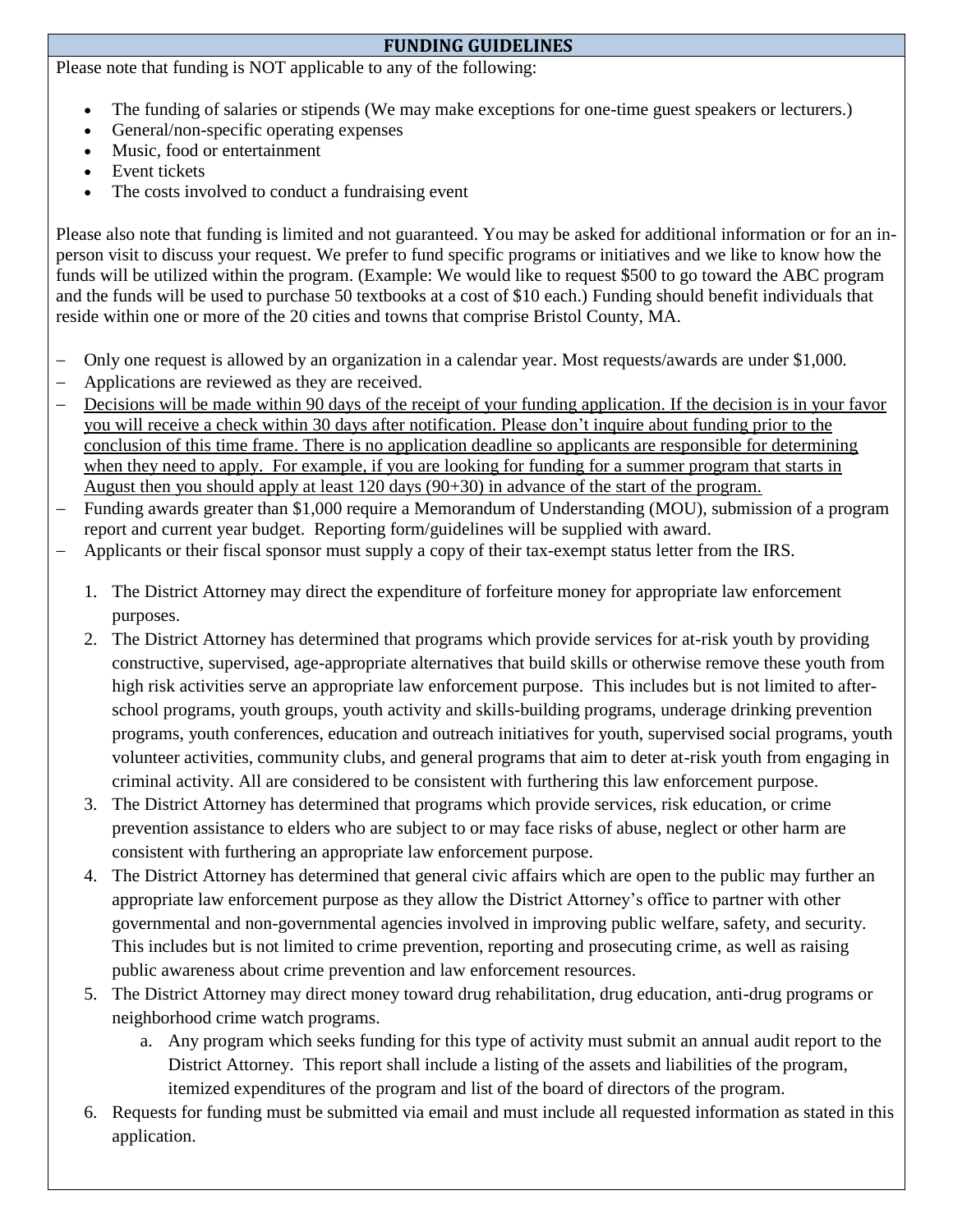## FUNDING GUIDELINES

Please note that funding is NOT applicable to any of the following:

- The funding of salaries or stipends (We may make exceptions for one-time guest speakers or lecturers.)
- General/non-specific operating expenses
- Music, food or entertainment
- Event tickets
- The costs involved to conduct a fundraising event

Please also note that funding is limited and not guaranteed. You may be asked for additional information or for an in-person visit to discuss your request. We prefer to fund specific programs or initiatives and we like to know how the funds will be utilized within the program. (Example: We would like to request $500 to go toward the ABC program and the funds will be used to purchase 50 textbooks at a cost of $10 each.) Funding should benefit individuals that reside within one or more of the 20 cities and towns that comprise Bristol County, MA.

- Only one request is allowed by an organization in a calendar year. Most requests/awards are under $1,000.
- Applications are reviewed as they are received.
- <u>Decisions will be made within 90 days of the receipt of your funding application. If the decision is in your favor you will receive a check within 30 days after notification. Please don't inquire about funding prior to the conclusion of this time frame. There is no application deadline so applicants are responsible for determining when they need to apply. For example, if you are looking for funding for a summer program that starts in August then you should apply at least 120 days (90+30) in advance of the start of the program.</u>
- Funding awards greater than $1,000 require a Memorandum of Understanding (MOU), submission of a program report and current year budget. Reporting form/guidelines will be supplied with award.
- Applicants or their fiscal sponsor must supply a copy of their tax-exempt status letter from the IRS.

1. The District Attorney may direct the expenditure of forfeiture money for appropriate law enforcement purposes.
2. The District Attorney has determined that programs which provide services for at-risk youth by providing constructive, supervised, age-appropriate alternatives that build skills or otherwise remove these youth from high risk activities serve an appropriate law enforcement purpose. This includes but is not limited to after-school programs, youth groups, youth activity and skills-building programs, underage drinking prevention programs, youth conferences, education and outreach initiatives for youth, supervised social programs, youth volunteer activities, community clubs, and general programs that aim to deter at-risk youth from engaging in criminal activity. All are considered to be consistent with furthering this law enforcement purpose.
3. The District Attorney has determined that programs which provide services, risk education, or crime prevention assistance to elders who are subject to or may face risks of abuse, neglect or other harm are consistent with furthering an appropriate law enforcement purpose.
4. The District Attorney has determined that general civic affairs which are open to the public may further an appropriate law enforcement purpose as they allow the District Attorney's office to partner with other governmental and non-governmental agencies involved in improving public welfare, safety, and security. This includes but is not limited to crime prevention, reporting and prosecuting crime, as well as raising public awareness about crime prevention and law enforcement resources.
5. The District Attorney may direct money toward drug rehabilitation, drug education, anti-drug programs or neighborhood crime watch programs.
   a. Any program which seeks funding for this type of activity must submit an annual audit report to the District Attorney. This report shall include a listing of the assets and liabilities of the program, itemized expenditures of the program and list of the board of directors of the program.
6. Requests for funding must be submitted via email and must include all requested information as stated in this application.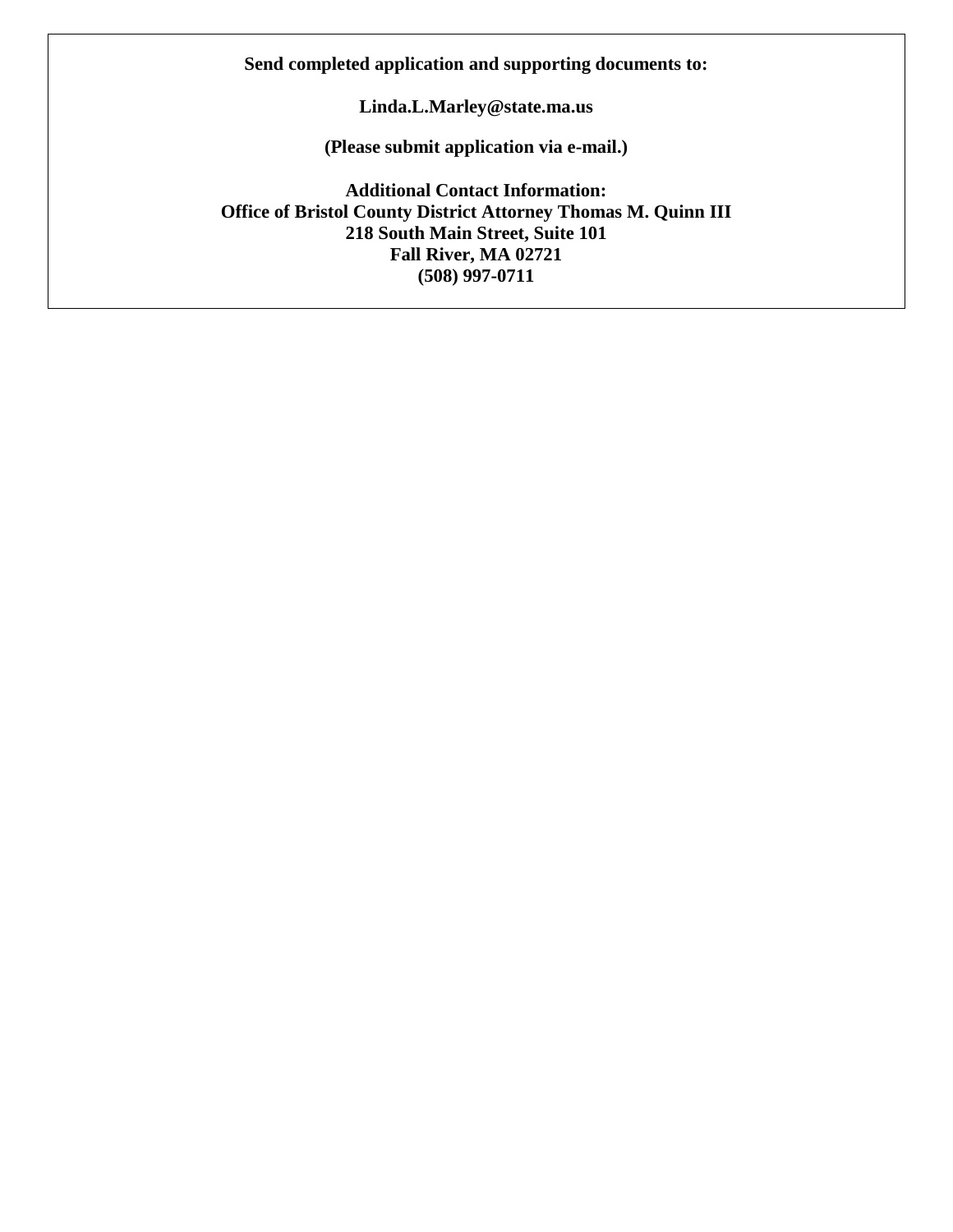**Send completed application and supporting documents to:**

**Linda.L.Marley@state.ma.us**

**(Please submit application via e-mail.)**

**Additional Contact Information:**
**Office of Bristol County District Attorney Thomas M. Quinn III**
**218 South Main Street, Suite 101**
**Fall River, MA 02721**
**(508) 997-0711**